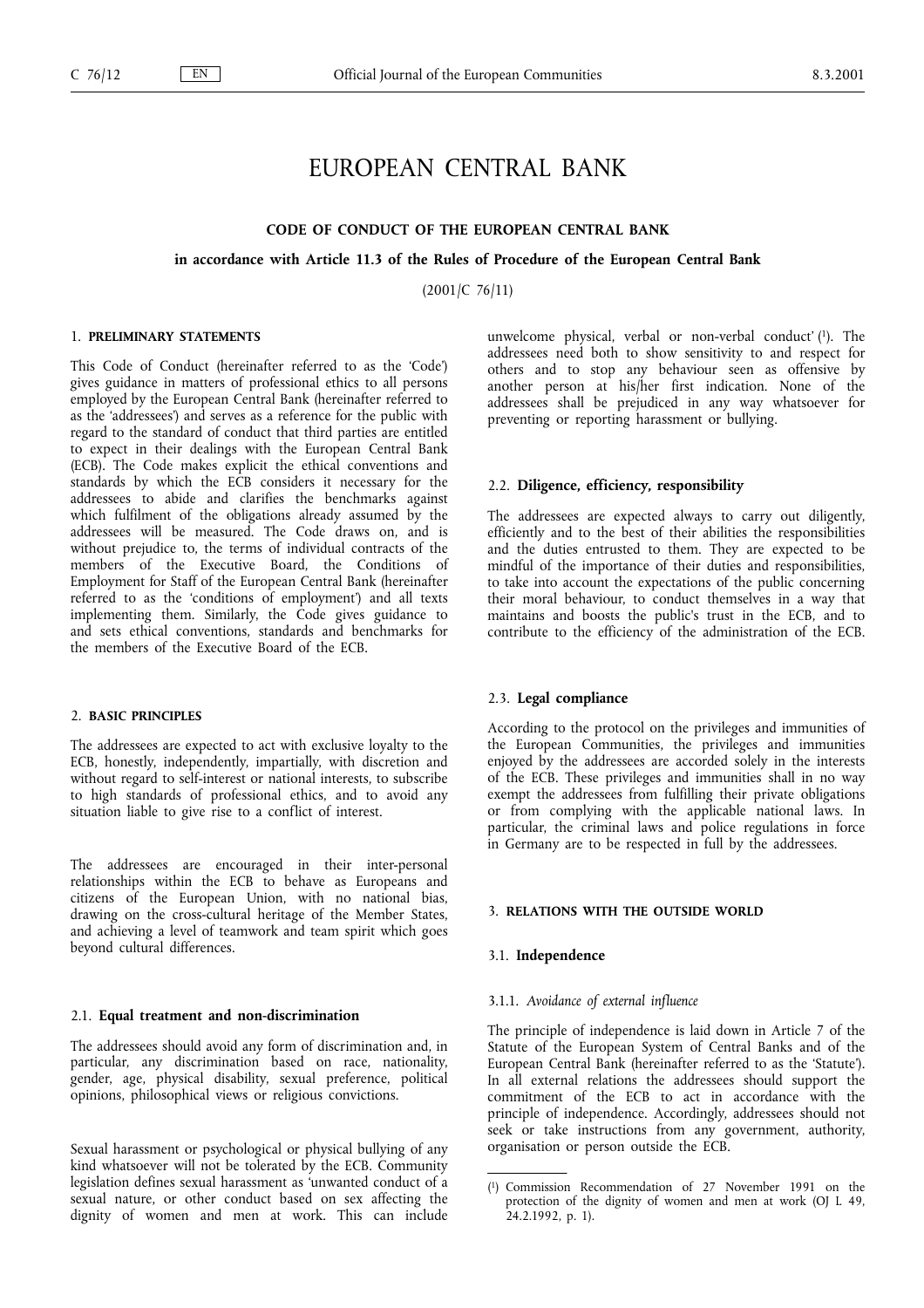# EUROPEAN CENTRAL BANK

## CODE OF CONDUCT OF THE EUROPEAN CENTRAL BANK

**in accordance with Article 11.3 of the Rules of Procedure of the European Central Bank**

(2001/C 76/11)

## 1. PRELIMINARY STATEMENTS

This Code of Conduct (hereinafter referred to as the 'Code') gives guidance in matters of professional ethics to all persons employed by the European Central Bank (hereinafter referred to as the 'addressees') and serves as a reference for the public with regard to the standard of conduct that third parties are entitled to expect in their dealings with the European Central Bank (ECB). The Code makes explicit the ethical conventions and standards by which the ECB considers it necessary for the addressees to abide and clarifies the benchmarks against which fulfilment of the obligations already assumed by the addressees will be measured. The Code draws on, and is without prejudice to, the terms of individual contracts of the members of the Executive Board, the Conditions of Employment for Staff of the European Central Bank (hereinafter referred to as the 'conditions of employment') and all texts implementing them. Similarly, the Code gives guidance to and sets ethical conventions, standards and benchmarks for the members of the Executive Board of the ECB.

## 2. BASIC PRINCIPLES

The addressees are expected to act with exclusive loyalty to the ECB, honestly, independently, impartially, with discretion and without regard to self-interest or national interests, to subscribe to high standards of professional ethics, and to avoid any situation liable to give rise to a conflict of interest.

The addressees are encouraged in their inter-personal relationships within the ECB to behave as Europeans and citizens of the European Union, with no national bias, drawing on the cross-cultural heritage of the Member States, and achieving a level of teamwork and team spirit which goes beyond cultural differences.

### 2.1. Equal treatment and non-discrimination

The addressees should avoid any form of discrimination and, in particular, any discrimination based on race, nationality, gender, age, physical disability, sexual preference, political opinions, philosophical views or religious convictions.

Sexual harassment or psychological or physical bullying of any kind whatsoever will not be tolerated by the ECB. Community legislation defines sexual harassment as 'unwanted conduct of a sexual nature, or other conduct based on sex affecting the dignity of women and men at work. This can include unwelcome physical, verbal or non-verbal conduct' [1]. The addressees need both to show sensitivity to and respect for others and to stop any behaviour seen as offensive by another person at his/her first indication. None of the addressees shall be prejudiced in any way whatsoever for preventing or reporting harassment or bullying.

### 2.2. Diligence, efficiency, responsibility

The addressees are expected always to carry out diligently, efficiently and to the best of their abilities the responsibilities and the duties entrusted to them. They are expected to be mindful of the importance of their duties and responsibilities, to take into account the expectations of the public concerning their moral behaviour, to conduct themselves in a way that maintains and boosts the public's trust in the ECB, and to contribute to the efficiency of the administration of the ECB.

### 2.3. Legal compliance

According to the protocol on the privileges and immunities of the European Communities, the privileges and immunities enjoyed by the addressees are accorded solely in the interests of the ECB. These privileges and immunities shall in no way exempt the addressees from fulfilling their private obligations or from complying with the applicable national laws. In particular, the criminal laws and police regulations in force in Germany are to be respected in full by the addressees.

## 3. RELATIONS WITH THE OUTSIDE WORLD

### 3.1. Independence

#### 3.1.1. *Avoidance of external influence*

The principle of independence is laid down in Article 7 of the Statute of the European System of Central Banks and of the European Central Bank (hereinafter referred to as the 'Statute'). In all external relations the addressees should support the commitment of the ECB to act in accordance with the principle of independence. Accordingly, addressees should not seek or take instructions from any government, authority, organisation or person outside the ECB.

---

[1] Commission Recommendation of 27 November 1991 on the protection of the dignity of women and men at work (OJ L 49, 24.2.1992, p. 1).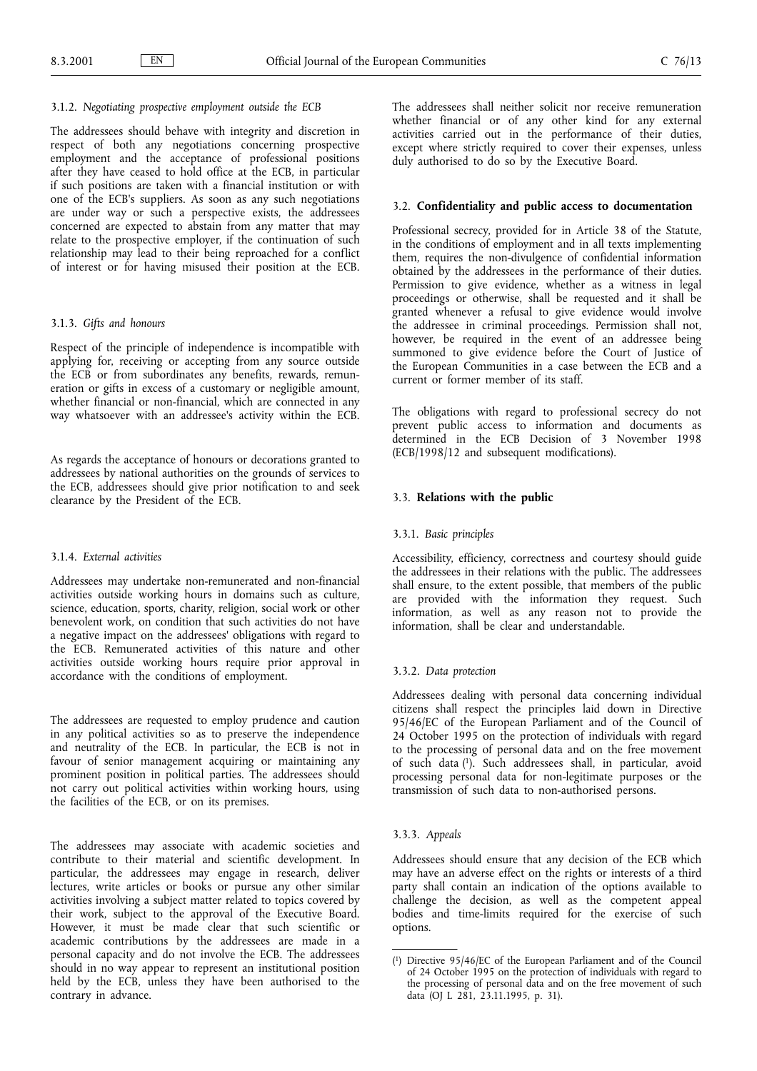#### 3.1.2. *Negotiating prospective employment outside the ECB*

The addressees should behave with integrity and discretion in respect of both any negotiations concerning prospective employment and the acceptance of professional positions after they have ceased to hold office at the ECB, in particular if such positions are taken with a financial institution or with one of the ECB's suppliers. As soon as any such negotiations are under way or such a perspective exists, the addressees concerned are expected to abstain from any matter that may relate to the prospective employer, if the continuation of such relationship may lead to their being reproached for a conflict of interest or for having misused their position at the ECB.

#### 3.1.3. *Gifts and honours*

Respect of the principle of independence is incompatible with applying for, receiving or accepting from any source outside the ECB or from subordinates any benefits, rewards, remuneration or gifts in excess of a customary or negligible amount, whether financial or non-financial, which are connected in any way whatsoever with an addressee's activity within the ECB.

As regards the acceptance of honours or decorations granted to addressees by national authorities on the grounds of services to the ECB, addressees should give prior notification to and seek clearance by the President of the ECB.

#### 3.1.4. *External activities*

Addressees may undertake non-remunerated and non-financial activities outside working hours in domains such as culture, science, education, sports, charity, religion, social work or other benevolent work, on condition that such activities do not have a negative impact on the addressees' obligations with regard to the ECB. Remunerated activities of this nature and other activities outside working hours require prior approval in accordance with the conditions of employment.

The addressees are requested to employ prudence and caution in any political activities so as to preserve the independence and neutrality of the ECB. In particular, the ECB is not in favour of senior management acquiring or maintaining any prominent position in political parties. The addressees should not carry out political activities within working hours, using the facilities of the ECB, or on its premises.

The addressees may associate with academic societies and contribute to their material and scientific development. In particular, the addressees may engage in research, deliver lectures, write articles or books or pursue any other similar activities involving a subject matter related to topics covered by their work, subject to the approval of the Executive Board. However, it must be made clear that such scientific or academic contributions by the addressees are made in a personal capacity and do not involve the ECB. The addressees should in no way appear to represent an institutional position held by the ECB, unless they have been authorised to the contrary in advance.

The addressees shall neither solicit nor receive remuneration whether financial or of any other kind for any external activities carried out in the performance of their duties, except where strictly required to cover their expenses, unless duly authorised to do so by the Executive Board.

### 3.2. **Confidentiality and public access to documentation**

Professional secrecy, provided for in Article 38 of the Statute, in the conditions of employment and in all texts implementing them, requires the non-divulgence of confidential information obtained by the addressees in the performance of their duties. Permission to give evidence, whether as a witness in legal proceedings or otherwise, shall be requested and it shall be granted whenever a refusal to give evidence would involve the addressee in criminal proceedings. Permission shall not, however, be required in the event of an addressee being summoned to give evidence before the Court of Justice of the European Communities in a case between the ECB and a current or former member of its staff.

The obligations with regard to professional secrecy do not prevent public access to information and documents as determined in the ECB Decision of 3 November 1998 (ECB/1998/12 and subsequent modifications).

### 3.3. **Relations with the public**

#### 3.3.1. *Basic principles*

Accessibility, efficiency, correctness and courtesy should guide the addressees in their relations with the public. The addressees shall ensure, to the extent possible, that members of the public are provided with the information they request. Such information, as well as any reason not to provide the information, shall be clear and understandable.

#### 3.3.2. *Data protection*

Addressees dealing with personal data concerning individual citizens shall respect the principles laid down in Directive 95/46/EC of the European Parliament and of the Council of 24 October 1995 on the protection of individuals with regard to the processing of personal data and on the free movement of such data [1]. Such addressees shall, in particular, avoid processing personal data for non-legitimate purposes or the transmission of such data to non-authorised persons.

#### 3.3.3. *Appeals*

Addressees should ensure that any decision of the ECB which may have an adverse effect on the rights or interests of a third party shall contain an indication of the options available to challenge the decision, as well as the competent appeal bodies and time-limits required for the exercise of such options.

---

[1] Directive 95/46/EC of the European Parliament and of the Council of 24 October 1995 on the protection of individuals with regard to the processing of personal data and on the free movement of such data (OJ L 281, 23.11.1995, p. 31).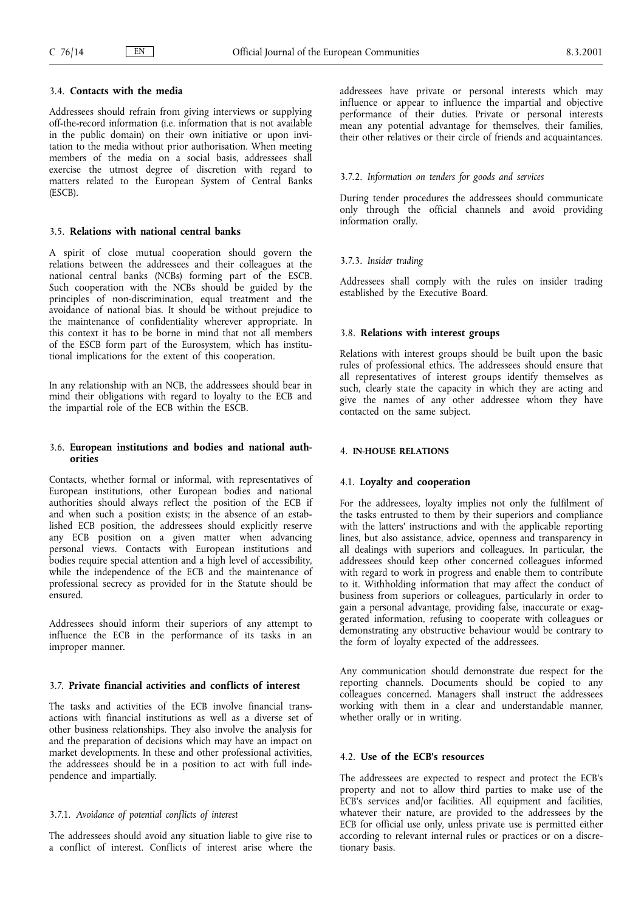### 3.4. **Contacts with the media**

Addressees should refrain from giving interviews or supplying off-the-record information (i.e. information that is not available in the public domain) on their own initiative or upon invitation to the media without prior authorisation. When meeting members of the media on a social basis, addressees shall exercise the utmost degree of discretion with regard to matters related to the European System of Central Banks (ESCB).

### 3.5. **Relations with national central banks**

A spirit of close mutual cooperation should govern the relations between the addressees and their colleagues at the national central banks (NCBs) forming part of the ESCB. Such cooperation with the NCBs should be guided by the principles of non-discrimination, equal treatment and the avoidance of national bias. It should be without prejudice to the maintenance of confidentiality wherever appropriate. In this context it has to be borne in mind that not all members of the ESCB form part of the Eurosystem, which has institutional implications for the extent of this cooperation.

In any relationship with an NCB, the addressees should bear in mind their obligations with regard to loyalty to the ECB and the impartial role of the ECB within the ESCB.

### 3.6. **European institutions and bodies and national authorities**

Contacts, whether formal or informal, with representatives of European institutions, other European bodies and national authorities should always reflect the position of the ECB if and when such a position exists; in the absence of an established ECB position, the addressees should explicitly reserve any ECB position on a given matter when advancing personal views. Contacts with European institutions and bodies require special attention and a high level of accessibility, while the independence of the ECB and the maintenance of professional secrecy as provided for in the Statute should be ensured.

Addressees should inform their superiors of any attempt to influence the ECB in the performance of its tasks in an improper manner.

### 3.7. **Private financial activities and conflicts of interest**

The tasks and activities of the ECB involve financial transactions with financial institutions as well as a diverse set of other business relationships. They also involve the analysis for and the preparation of decisions which may have an impact on market developments. In these and other professional activities, the addressees should be in a position to act with full independence and impartially.

#### 3.7.1. *Avoidance of potential conflicts of interest*

The addressees should avoid any situation liable to give rise to a conflict of interest. Conflicts of interest arise where the addressees have private or personal interests which may influence or appear to influence the impartial and objective performance of their duties. Private or personal interests mean any potential advantage for themselves, their families, their other relatives or their circle of friends and acquaintances.

#### 3.7.2. *Information on tenders for goods and services*

During tender procedures the addressees should communicate only through the official channels and avoid providing information orally.

#### 3.7.3. *Insider trading*

Addressees shall comply with the rules on insider trading established by the Executive Board.

### 3.8. **Relations with interest groups**

Relations with interest groups should be built upon the basic rules of professional ethics. The addressees should ensure that all representatives of interest groups identify themselves as such, clearly state the capacity in which they are acting and give the names of any other addressee whom they have contacted on the same subject.

## 4. IN-HOUSE RELATIONS

### 4.1. **Loyalty and cooperation**

For the addressees, loyalty implies not only the fulfilment of the tasks entrusted to them by their superiors and compliance with the latters' instructions and with the applicable reporting lines, but also assistance, advice, openness and transparency in all dealings with superiors and colleagues. In particular, the addressees should keep other concerned colleagues informed with regard to work in progress and enable them to contribute to it. Withholding information that may affect the conduct of business from superiors or colleagues, particularly in order to gain a personal advantage, providing false, inaccurate or exaggerated information, refusing to cooperate with colleagues or demonstrating any obstructive behaviour would be contrary to the form of loyalty expected of the addressees.

Any communication should demonstrate due respect for the reporting channels. Documents should be copied to any colleagues concerned. Managers shall instruct the addressees working with them in a clear and understandable manner, whether orally or in writing.

### 4.2. **Use of the ECB's resources**

The addressees are expected to respect and protect the ECB's property and not to allow third parties to make use of the ECB's services and/or facilities. All equipment and facilities, whatever their nature, are provided to the addressees by the ECB for official use only, unless private use is permitted either according to relevant internal rules or practices or on a discretionary basis.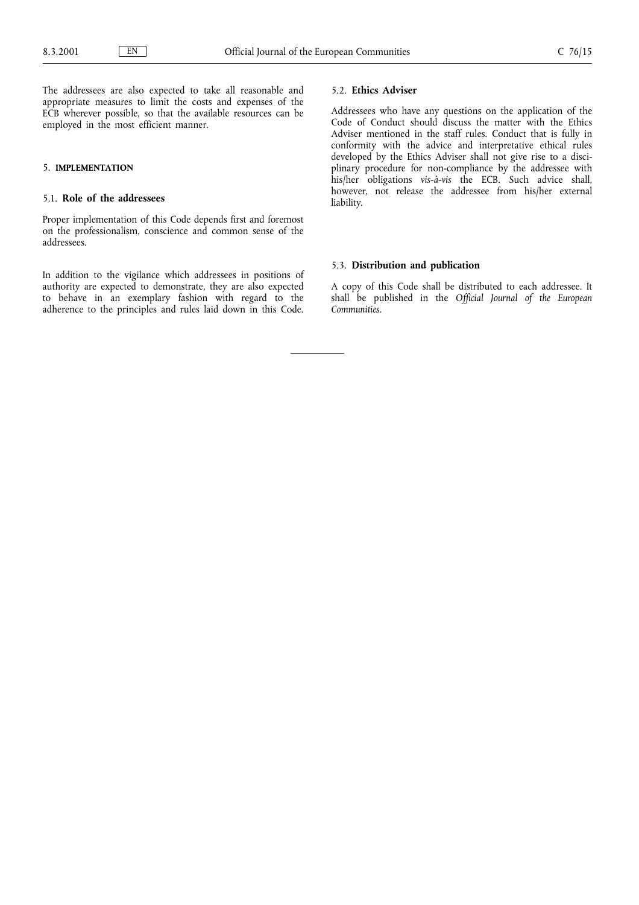The addressees are also expected to take all reasonable and appropriate measures to limit the costs and expenses of the ECB wherever possible, so that the available resources can be employed in the most efficient manner.

## 5. IMPLEMENTATION

### 5.1. Role of the addressees

Proper implementation of this Code depends first and foremost on the professionalism, conscience and common sense of the addressees.

In addition to the vigilance which addressees in positions of authority are expected to demonstrate, they are also expected to behave in an exemplary fashion with regard to the adherence to the principles and rules laid down in this Code.

### 5.2. Ethics Adviser

Addressees who have any questions on the application of the Code of Conduct should discuss the matter with the Ethics Adviser mentioned in the staff rules. Conduct that is fully in conformity with the advice and interpretative ethical rules developed by the Ethics Adviser shall not give rise to a disciplinary procedure for non-compliance by the addressee with his/her obligations *vis-à-vis* the ECB. Such advice shall, however, not release the addressee from his/her external liability.

### 5.3. Distribution and publication

A copy of this Code shall be distributed to each addressee. It shall be published in the *Official Journal of the European Communities*.